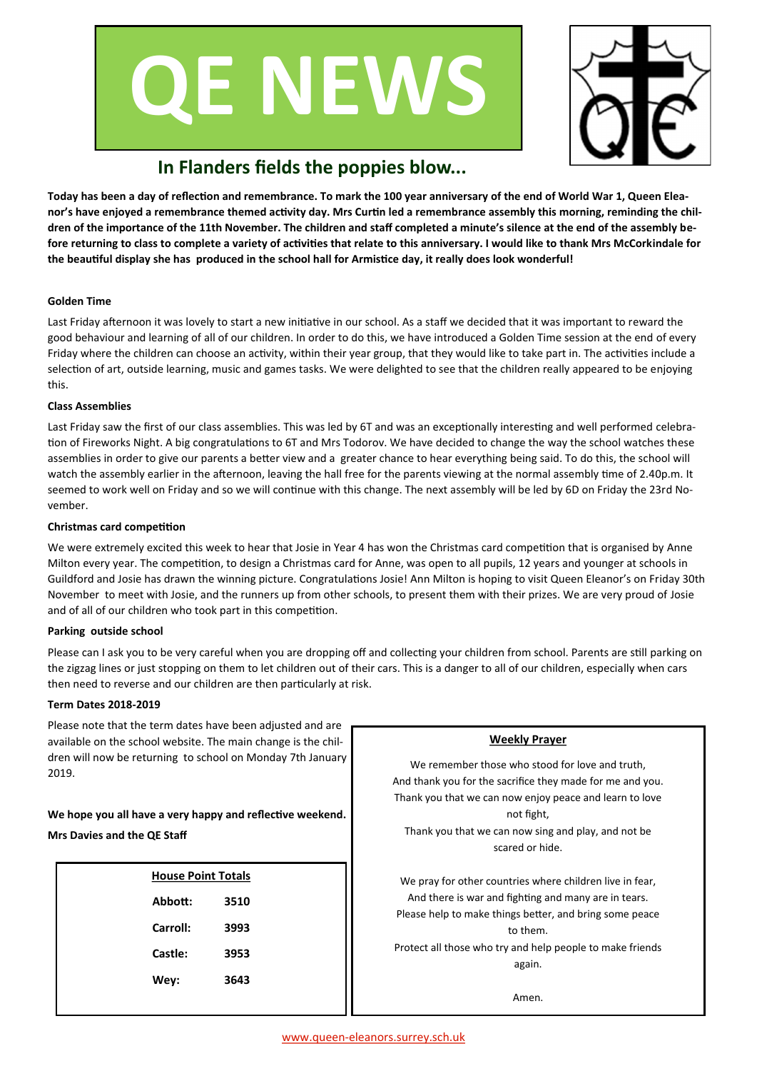# QE NEWS

## In Flanders fields the poppies blow...

**Today has been a day of reflection and remembrance. To mark the 100 year anniversary of the end of World War 1, Queen Eleanor's have enjoyed a remembrance themed activity day. Mrs Curtin led a remembrance assembly this morning, reminding the children of the importance of the 11th November. The children and staff completed a minute's silence at the end of the assembly before returning to class to complete a variety of activities that relate to this anniversary. I would like to thank Mrs McCorkindale for the beautiful display she has produced in the school hall for Armistice day, it really does look wonderful!**

### Golden Time

Last Friday afternoon it was lovely to start a new initiative in our school. As a staff we decided that it was important to reward the good behaviour and learning of all of our children. In order to do this, we have introduced a Golden Time session at the end of every Friday where the children can choose an activity, within their year group, that they would like to take part in. The activities include a selection of art, outside learning, music and games tasks. We were delighted to see that the children really appeared to be enjoying this.

### Class Assemblies

Last Friday saw the first of our class assemblies. This was led by 6T and was an exceptionally interesting and well performed celebration of Fireworks Night. A big congratulations to 6T and Mrs Todorov. We have decided to change the way the school watches these assemblies in order to give our parents a better view and a greater chance to hear everything being said. To do this, the school will watch the assembly earlier in the afternoon, leaving the hall free for the parents viewing at the normal assembly time of 2.40p.m. It seemed to work well on Friday and so we will continue with this change. The next assembly will be led by 6D on Friday the 23rd November.

### Christmas card competition

We were extremely excited this week to hear that Josie in Year 4 has won the Christmas card competition that is organised by Anne Milton every year. The competition, to design a Christmas card for Anne, was open to all pupils, 12 years and younger at schools in Guildford and Josie has drawn the winning picture. Congratulations Josie! Ann Milton is hoping to visit Queen Eleanor's on Friday 30th November to meet with Josie, and the runners up from other schools, to present them with their prizes. We are very proud of Josie and of all of our children who took part in this competition.

### Parking outside school

Please can I ask you to be very careful when you are dropping off and collecting your children from school. Parents are still parking on the zigzag lines or just stopping on them to let children out of their cars. This is a danger to all of our children, especially when cars then need to reverse and our children are then particularly at risk.

### Term Dates 2018-2019

Please note that the term dates have been adjusted and are available on the school website. The main change is the children will now be returning to school on Monday 7th January 2019.

**We hope you all have a very happy and reflective weekend.**

**Mrs Davies and the QE Staff**

**House Point Totals**

| House | Points |
| --- | --- |
| Abbott: | 3510 |
| Carroll: | 3993 |
| Castle: | 3953 |
| Wey: | 3643 |

### Weekly Prayer

We remember those who stood for love and truth,
And thank you for the sacrifice they made for me and you.
Thank you that we can now enjoy peace and learn to love not fight,
Thank you that we can now sing and play, and not be scared or hide.

We pray for other countries where children live in fear,
And there is war and fighting and many are in tears.
Please help to make things better, and bring some peace to them.
Protect all those who try and help people to make friends again.

Amen.

www.queen-eleanors.surrey.sch.uk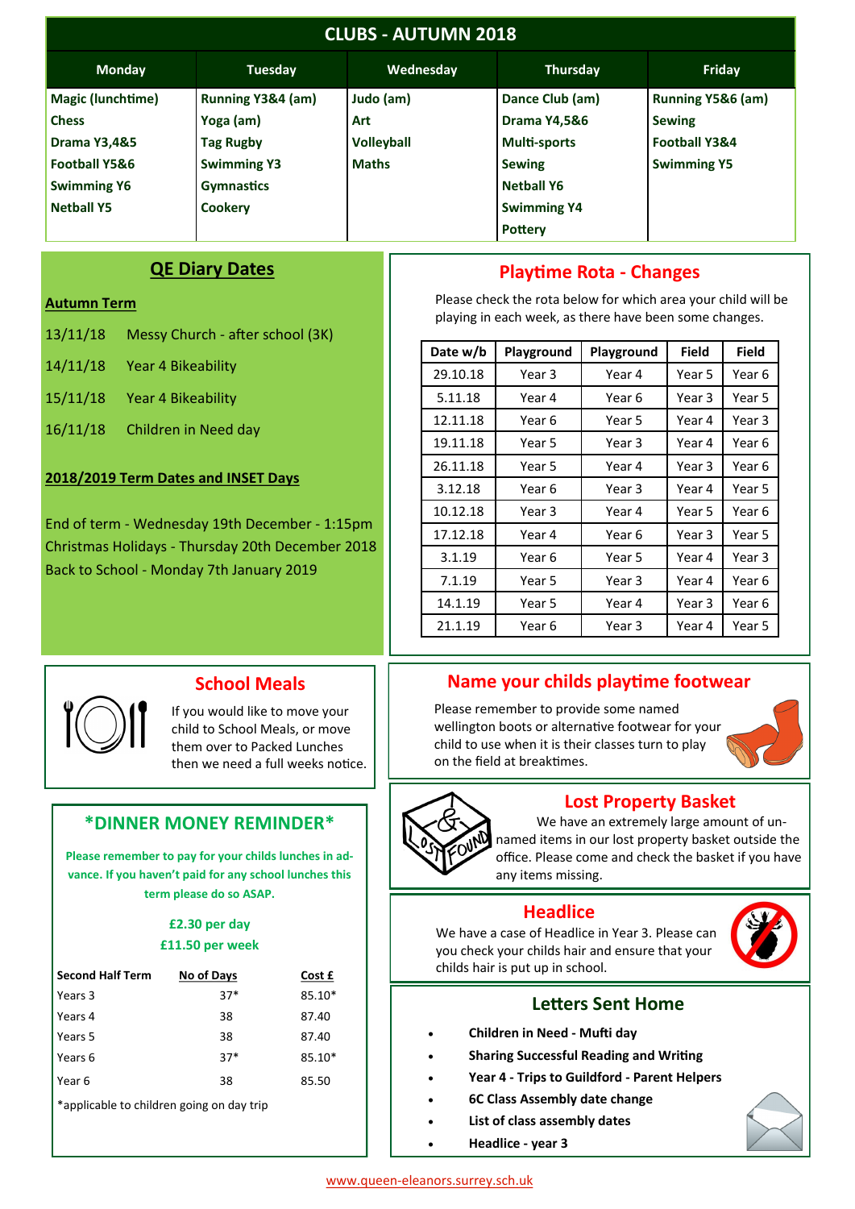# CLUBS - AUTUMN 2018

| Monday | Tuesday | Wednesday | Thursday | Friday |
|---|---|---|---|---|
| Magic (lunchtime) | Running Y3&4 (am) | Judo (am) | Dance Club (am) | Running Y5&6 (am) |
| Chess | Yoga (am) | Art | Drama Y4,5&6 | Sewing |
| Drama Y3,4&5 | Tag Rugby | Volleyball | Multi-sports | Football Y3&4 |
| Football Y5&6 | Swimming Y3 | Maths | Sewing | Swimming Y5 |
| Swimming Y6 | Gymnastics | | Netball Y6 | |
| Netball Y5 | Cookery | | Swimming Y4 | |
| | | | Pottery | |

## QE Diary Dates

**Autumn Term**

13/11/18 Messy Church - after school (3K)

14/11/18 Year 4 Bikeability

15/11/18 Year 4 Bikeability

16/11/18 Children in Need day

**2018/2019 Term Dates and INSET Days**

End of term - Wednesday 19th December - 1:15pm
Christmas Holidays - Thursday 20th December 2018
Back to School - Monday 7th January 2019

## Playtime Rota - Changes

Please check the rota below for which area your child will be playing in each week, as there have been some changes.

| Date w/b | Playground | Playground | Field | Field |
|---|---|---|---|---|
| 29.10.18 | Year 3 | Year 4 | Year 5 | Year 6 |
| 5.11.18 | Year 4 | Year 6 | Year 3 | Year 5 |
| 12.11.18 | Year 6 | Year 5 | Year 4 | Year 3 |
| 19.11.18 | Year 5 | Year 3 | Year 4 | Year 6 |
| 26.11.18 | Year 5 | Year 4 | Year 3 | Year 6 |
| 3.12.18 | Year 6 | Year 3 | Year 4 | Year 5 |
| 10.12.18 | Year 3 | Year 4 | Year 5 | Year 6 |
| 17.12.18 | Year 4 | Year 6 | Year 3 | Year 5 |
| 3.1.19 | Year 6 | Year 5 | Year 4 | Year 3 |
| 7.1.19 | Year 5 | Year 3 | Year 4 | Year 6 |
| 14.1.19 | Year 5 | Year 4 | Year 3 | Year 6 |
| 21.1.19 | Year 6 | Year 3 | Year 4 | Year 5 |

## School Meals

If you would like to move your child to School Meals, or move them over to Packed Lunches then we need a full weeks notice.

## *DINNER MONEY REMINDER*

**Please remember to pay for your childs lunches in advance. If you haven't paid for any school lunches this term please do so ASAP.**

**£2.30 per day**
**£11.50 per week**

| Second Half Term | No of Days | Cost £ |
|---|---|---|
| Years 3 | 37* | 85.10* |
| Years 4 | 38 | 87.40 |
| Years 5 | 38 | 87.40 |
| Years 6 | 37* | 85.10* |
| Year 6 | 38 | 85.50 |

*applicable to children going on day trip

## Name your childs playtime footwear

Please remember to provide some named wellington boots or alternative footwear for your child to use when it is their classes turn to play on the field at breaktimes.

## Lost Property Basket

We have an extremely large amount of un-named items in our lost property basket outside the office. Please come and check the basket if you have any items missing.

## Headlice

We have a case of Headlice in Year 3. Please can you check your childs hair and ensure that your childs hair is put up in school.

## Letters Sent Home

- **Children in Need - Mufti day**
- **Sharing Successful Reading and Writing**
- **Year 4 - Trips to Guildford - Parent Helpers**
- **6C Class Assembly date change**
- **List of class assembly dates**
- **Headlice - year 3**

www.queen-eleanors.surrey.sch.uk